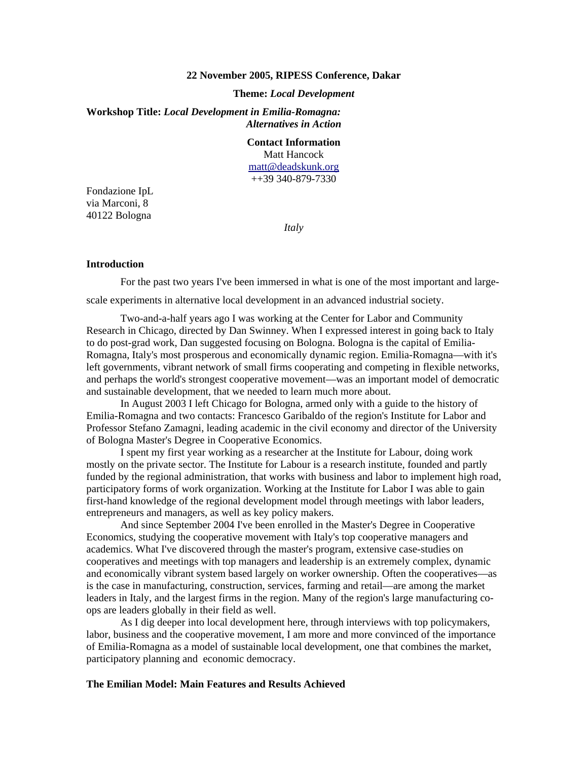**22 November 2005, RIPESS Conference, Dakar**

**Theme:** ***Local Development***

**Workshop Title:** ***Local Development in Emilia-Romagna: Alternatives in Action***

**Contact Information**
Matt Hancock
matt@deadskunk.org
++39 340-879-7330

Fondazione IpL
via Marconi, 8
40122 Bologna

*Italy*

### Introduction

For the past two years I've been immersed in what is one of the most important and large-scale experiments in alternative local development in an advanced industrial society.

Two-and-a-half years ago I was working at the Center for Labor and Community Research in Chicago, directed by Dan Swinney. When I expressed interest in going back to Italy to do post-grad work, Dan suggested focusing on Bologna. Bologna is the capital of Emilia-Romagna, Italy's most prosperous and economically dynamic region. Emilia-Romagna—with it's left governments, vibrant network of small firms cooperating and competing in flexible networks, and perhaps the world's strongest cooperative movement—was an important model of democratic and sustainable development, that we needed to learn much more about.

In August 2003 I left Chicago for Bologna, armed only with a guide to the history of Emilia-Romagna and two contacts: Francesco Garibaldo of the region's Institute for Labor and Professor Stefano Zamagni, leading academic in the civil economy and director of the University of Bologna Master's Degree in Cooperative Economics.

I spent my first year working as a researcher at the Institute for Labour, doing work mostly on the private sector. The Institute for Labour is a research institute, founded and partly funded by the regional administration, that works with business and labor to implement high road, participatory forms of work organization. Working at the Institute for Labor I was able to gain first-hand knowledge of the regional development model through meetings with labor leaders, entrepreneurs and managers, as well as key policy makers.

And since September 2004 I've been enrolled in the Master's Degree in Cooperative Economics, studying the cooperative movement with Italy's top cooperative managers and academics. What I've discovered through the master's program, extensive case-studies on cooperatives and meetings with top managers and leadership is an extremely complex, dynamic and economically vibrant system based largely on worker ownership. Often the cooperatives—as is the case in manufacturing, construction, services, farming and retail—are among the market leaders in Italy, and the largest firms in the region. Many of the region's large manufacturing co-ops are leaders globally in their field as well.

As I dig deeper into local development here, through interviews with top policymakers, labor, business and the cooperative movement, I am more and more convinced of the importance of Emilia-Romagna as a model of sustainable local development, one that combines the market, participatory planning and economic democracy.

### The Emilian Model: Main Features and Results Achieved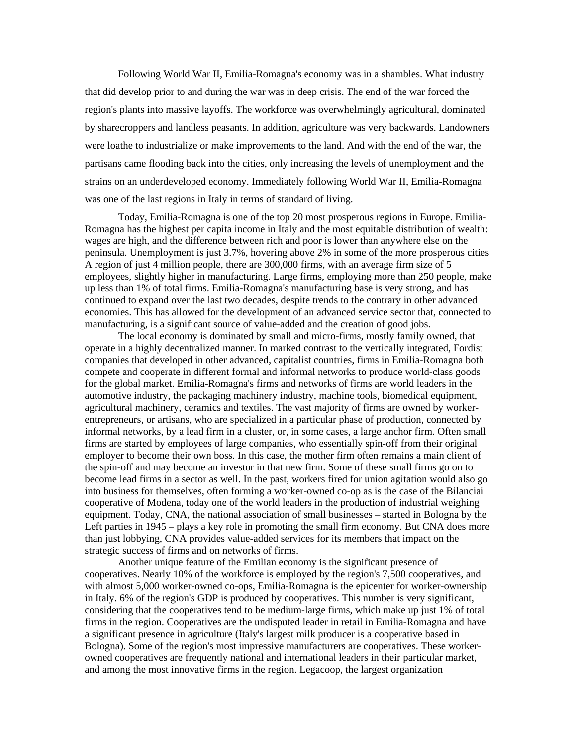Following World War II, Emilia-Romagna's economy was in a shambles. What industry that did develop prior to and during the war was in deep crisis. The end of the war forced the region's plants into massive layoffs. The workforce was overwhelmingly agricultural, dominated by sharecroppers and landless peasants. In addition, agriculture was very backwards. Landowners were loathe to industrialize or make improvements to the land. And with the end of the war, the partisans came flooding back into the cities, only increasing the levels of unemployment and the strains on an underdeveloped economy. Immediately following World War II, Emilia-Romagna was one of the last regions in Italy in terms of standard of living.

Today, Emilia-Romagna is one of the top 20 most prosperous regions in Europe. Emilia-Romagna has the highest per capita income in Italy and the most equitable distribution of wealth: wages are high, and the difference between rich and poor is lower than anywhere else on the peninsula. Unemployment is just 3.7%, hovering above 2% in some of the more prosperous cities A region of just 4 million people, there are 300,000 firms, with an average firm size of 5 employees, slightly higher in manufacturing. Large firms, employing more than 250 people, make up less than 1% of total firms. Emilia-Romagna's manufacturing base is very strong, and has continued to expand over the last two decades, despite trends to the contrary in other advanced economies. This has allowed for the development of an advanced service sector that, connected to manufacturing, is a significant source of value-added and the creation of good jobs.

The local economy is dominated by small and micro-firms, mostly family owned, that operate in a highly decentralized manner. In marked contrast to the vertically integrated, Fordist companies that developed in other advanced, capitalist countries, firms in Emilia-Romagna both compete and cooperate in different formal and informal networks to produce world-class goods for the global market. Emilia-Romagna's firms and networks of firms are world leaders in the automotive industry, the packaging machinery industry, machine tools, biomedical equipment, agricultural machinery, ceramics and textiles. The vast majority of firms are owned by worker-entrepreneurs, or artisans, who are specialized in a particular phase of production, connected by informal networks, by a lead firm in a cluster, or, in some cases, a large anchor firm. Often small firms are started by employees of large companies, who essentially spin-off from their original employer to become their own boss. In this case, the mother firm often remains a main client of the spin-off and may become an investor in that new firm. Some of these small firms go on to become lead firms in a sector as well. In the past, workers fired for union agitation would also go into business for themselves, often forming a worker-owned co-op as is the case of the Bilanciai cooperative of Modena, today one of the world leaders in the production of industrial weighing equipment. Today, CNA, the national association of small businesses – started in Bologna by the Left parties in 1945 – plays a key role in promoting the small firm economy. But CNA does more than just lobbying, CNA provides value-added services for its members that impact on the strategic success of firms and on networks of firms.

Another unique feature of the Emilian economy is the significant presence of cooperatives. Nearly 10% of the workforce is employed by the region's 7,500 cooperatives, and with almost 5,000 worker-owned co-ops, Emilia-Romagna is the epicenter for worker-ownership in Italy. 6% of the region's GDP is produced by cooperatives. This number is very significant, considering that the cooperatives tend to be medium-large firms, which make up just 1% of total firms in the region. Cooperatives are the undisputed leader in retail in Emilia-Romagna and have a significant presence in agriculture (Italy's largest milk producer is a cooperative based in Bologna). Some of the region's most impressive manufacturers are cooperatives. These worker-owned cooperatives are frequently national and international leaders in their particular market, and among the most innovative firms in the region. Legacoop, the largest organization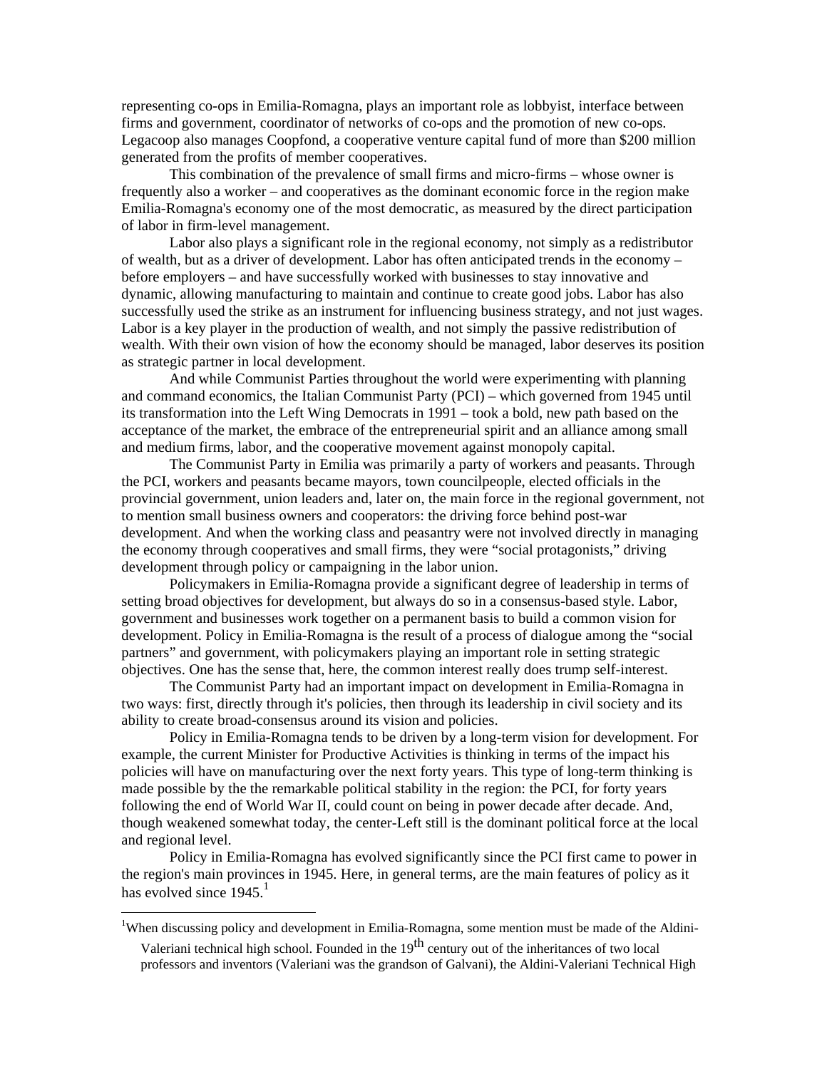representing co-ops in Emilia-Romagna, plays an important role as lobbyist, interface between firms and government, coordinator of networks of co-ops and the promotion of new co-ops. Legacoop also manages Coopfond, a cooperative venture capital fund of more than $200 million generated from the profits of member cooperatives.

This combination of the prevalence of small firms and micro-firms – whose owner is frequently also a worker – and cooperatives as the dominant economic force in the region make Emilia-Romagna's economy one of the most democratic, as measured by the direct participation of labor in firm-level management.

Labor also plays a significant role in the regional economy, not simply as a redistributor of wealth, but as a driver of development. Labor has often anticipated trends in the economy – before employers – and have successfully worked with businesses to stay innovative and dynamic, allowing manufacturing to maintain and continue to create good jobs. Labor has also successfully used the strike as an instrument for influencing business strategy, and not just wages. Labor is a key player in the production of wealth, and not simply the passive redistribution of wealth. With their own vision of how the economy should be managed, labor deserves its position as strategic partner in local development.

And while Communist Parties throughout the world were experimenting with planning and command economics, the Italian Communist Party (PCI) – which governed from 1945 until its transformation into the Left Wing Democrats in 1991 – took a bold, new path based on the acceptance of the market, the embrace of the entrepreneurial spirit and an alliance among small and medium firms, labor, and the cooperative movement against monopoly capital.

The Communist Party in Emilia was primarily a party of workers and peasants. Through the PCI, workers and peasants became mayors, town councilpeople, elected officials in the provincial government, union leaders and, later on, the main force in the regional government, not to mention small business owners and cooperators: the driving force behind post-war development. And when the working class and peasantry were not involved directly in managing the economy through cooperatives and small firms, they were "social protagonists," driving development through policy or campaigning in the labor union.

Policymakers in Emilia-Romagna provide a significant degree of leadership in terms of setting broad objectives for development, but always do so in a consensus-based style. Labor, government and businesses work together on a permanent basis to build a common vision for development. Policy in Emilia-Romagna is the result of a process of dialogue among the "social partners" and government, with policymakers playing an important role in setting strategic objectives. One has the sense that, here, the common interest really does trump self-interest.

The Communist Party had an important impact on development in Emilia-Romagna in two ways: first, directly through it's policies, then through its leadership in civil society and its ability to create broad-consensus around its vision and policies.

Policy in Emilia-Romagna tends to be driven by a long-term vision for development. For example, the current Minister for Productive Activities is thinking in terms of the impact his policies will have on manufacturing over the next forty years. This type of long-term thinking is made possible by the the remarkable political stability in the region: the PCI, for forty years following the end of World War II, could count on being in power decade after decade. And, though weakened somewhat today, the center-Left still is the dominant political force at the local and regional level.

Policy in Emilia-Romagna has evolved significantly since the PCI first came to power in the region's main provinces in 1945. Here, in general terms, are the main features of policy as it has evolved since 1945.[1]

[1]When discussing policy and development in Emilia-Romagna, some mention must be made of the Aldini-Valeriani technical high school. Founded in the 19th century out of the inheritances of two local professors and inventors (Valeriani was the grandson of Galvani), the Aldini-Valeriani Technical High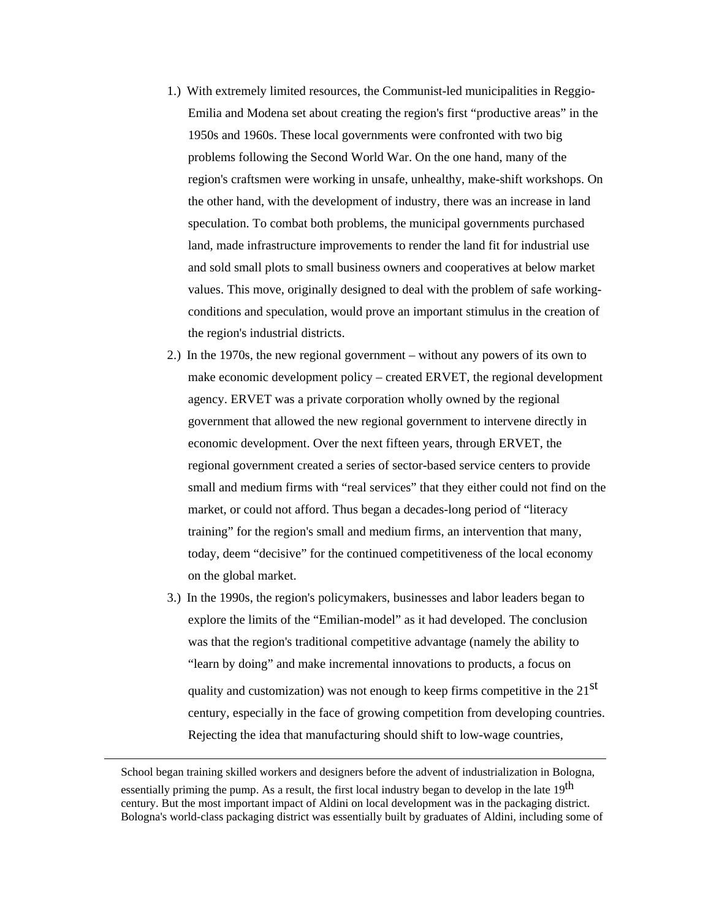1.) With extremely limited resources, the Communist-led municipalities in Reggio-Emilia and Modena set about creating the region's first "productive areas" in the 1950s and 1960s. These local governments were confronted with two big problems following the Second World War. On the one hand, many of the region's craftsmen were working in unsafe, unhealthy, make-shift workshops. On the other hand, with the development of industry, there was an increase in land speculation. To combat both problems, the municipal governments purchased land, made infrastructure improvements to render the land fit for industrial use and sold small plots to small business owners and cooperatives at below market values. This move, originally designed to deal with the problem of safe working-conditions and speculation, would prove an important stimulus in the creation of the region's industrial districts.

2.) In the 1970s, the new regional government – without any powers of its own to make economic development policy – created ERVET, the regional development agency. ERVET was a private corporation wholly owned by the regional government that allowed the new regional government to intervene directly in economic development. Over the next fifteen years, through ERVET, the regional government created a series of sector-based service centers to provide small and medium firms with "real services" that they either could not find on the market, or could not afford. Thus began a decades-long period of "literacy training" for the region's small and medium firms, an intervention that many, today, deem "decisive" for the continued competitiveness of the local economy on the global market.

3.) In the 1990s, the region's policymakers, businesses and labor leaders began to explore the limits of the "Emilian-model" as it had developed. The conclusion was that the region's traditional competitive advantage (namely the ability to "learn by doing" and make incremental innovations to products, a focus on quality and customization) was not enough to keep firms competitive in the 21st century, especially in the face of growing competition from developing countries. Rejecting the idea that manufacturing should shift to low-wage countries,

---

School began training skilled workers and designers before the advent of industrialization in Bologna, essentially priming the pump. As a result, the first local industry began to develop in the late 19th century. But the most important impact of Aldini on local development was in the packaging district. Bologna's world-class packaging district was essentially built by graduates of Aldini, including some of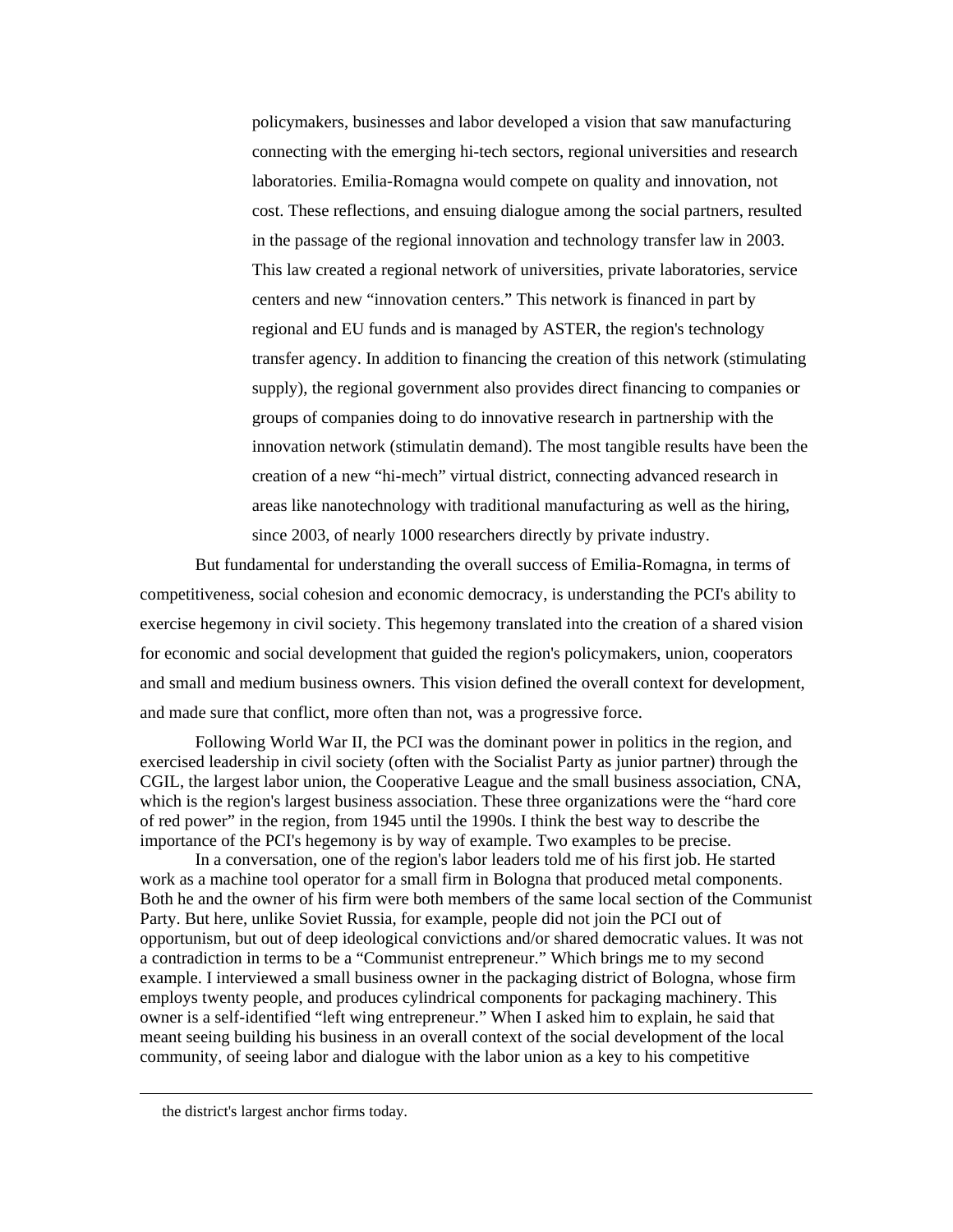policymakers, businesses and labor developed a vision that saw manufacturing connecting with the emerging hi-tech sectors, regional universities and research laboratories. Emilia-Romagna would compete on quality and innovation, not cost. These reflections, and ensuing dialogue among the social partners, resulted in the passage of the regional innovation and technology transfer law in 2003. This law created a regional network of universities, private laboratories, service centers and new "innovation centers." This network is financed in part by regional and EU funds and is managed by ASTER, the region's technology transfer agency. In addition to financing the creation of this network (stimulating supply), the regional government also provides direct financing to companies or groups of companies doing to do innovative research in partnership with the innovation network (stimulatin demand). The most tangible results have been the creation of a new "hi-mech" virtual district, connecting advanced research in areas like nanotechnology with traditional manufacturing as well as the hiring, since 2003, of nearly 1000 researchers directly by private industry.

But fundamental for understanding the overall success of Emilia-Romagna, in terms of competitiveness, social cohesion and economic democracy, is understanding the PCI's ability to exercise hegemony in civil society. This hegemony translated into the creation of a shared vision for economic and social development that guided the region's policymakers, union, cooperators and small and medium business owners. This vision defined the overall context for development, and made sure that conflict, more often than not, was a progressive force.

Following World War II, the PCI was the dominant power in politics in the region, and exercised leadership in civil society (often with the Socialist Party as junior partner) through the CGIL, the largest labor union, the Cooperative League and the small business association, CNA, which is the region's largest business association. These three organizations were the "hard core of red power" in the region, from 1945 until the 1990s. I think the best way to describe the importance of the PCI's hegemony is by way of example. Two examples to be precise.

In a conversation, one of the region's labor leaders told me of his first job. He started work as a machine tool operator for a small firm in Bologna that produced metal components. Both he and the owner of his firm were both members of the same local section of the Communist Party. But here, unlike Soviet Russia, for example, people did not join the PCI out of opportunism, but out of deep ideological convictions and/or shared democratic values. It was not a contradiction in terms to be a "Communist entrepreneur." Which brings me to my second example. I interviewed a small business owner in the packaging district of Bologna, whose firm employs twenty people, and produces cylindrical components for packaging machinery. This owner is a self-identified "left wing entrepreneur." When I asked him to explain, he said that meant seeing building his business in an overall context of the social development of the local community, of seeing labor and dialogue with the labor union as a key to his competitive

---

the district's largest anchor firms today.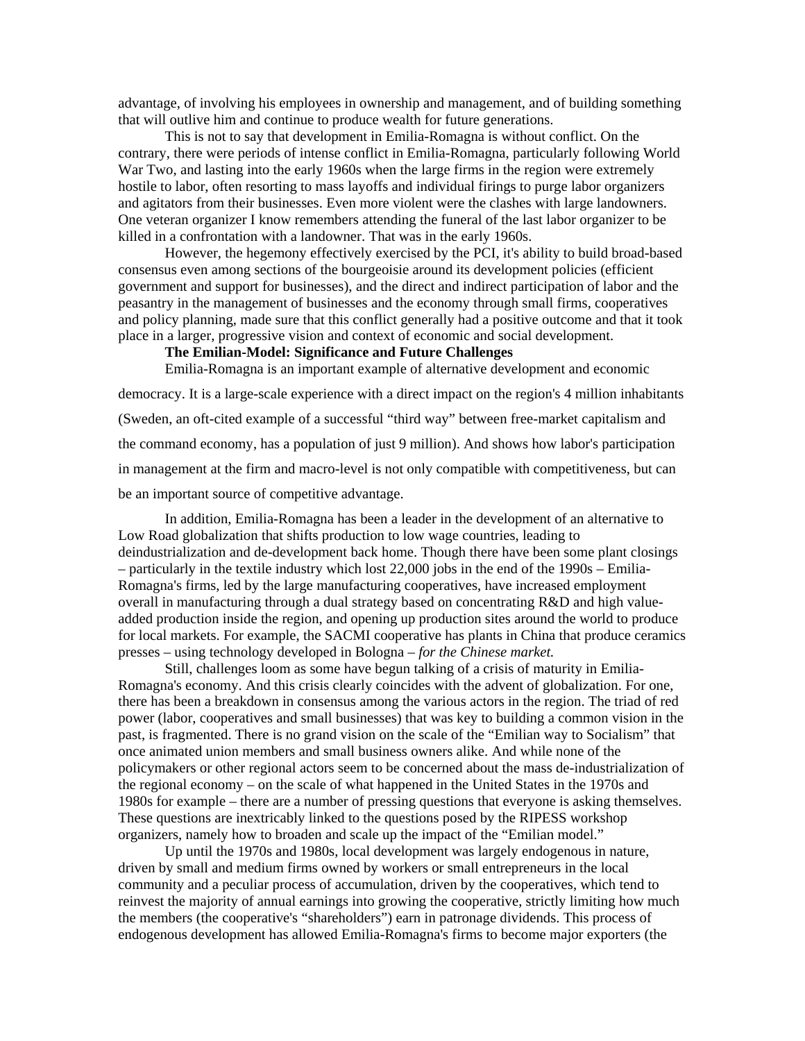advantage, of involving his employees in ownership and management, and of building something that will outlive him and continue to produce wealth for future generations.

This is not to say that development in Emilia-Romagna is without conflict. On the contrary, there were periods of intense conflict in Emilia-Romagna, particularly following World War Two, and lasting into the early 1960s when the large firms in the region were extremely hostile to labor, often resorting to mass layoffs and individual firings to purge labor organizers and agitators from their businesses. Even more violent were the clashes with large landowners. One veteran organizer I know remembers attending the funeral of the last labor organizer to be killed in a confrontation with a landowner. That was in the early 1960s.

However, the hegemony effectively exercised by the PCI, it's ability to build broad-based consensus even among sections of the bourgeoisie around its development policies (efficient government and support for businesses), and the direct and indirect participation of labor and the peasantry in the management of businesses and the economy through small firms, cooperatives and policy planning, made sure that this conflict generally had a positive outcome and that it took place in a larger, progressive vision and context of economic and social development.

**The Emilian-Model: Significance and Future Challenges**

Emilia-Romagna is an important example of alternative development and economic democracy. It is a large-scale experience with a direct impact on the region's 4 million inhabitants (Sweden, an oft-cited example of a successful "third way" between free-market capitalism and the command economy, has a population of just 9 million). And shows how labor's participation in management at the firm and macro-level is not only compatible with competitiveness, but can be an important source of competitive advantage.

In addition, Emilia-Romagna has been a leader in the development of an alternative to Low Road globalization that shifts production to low wage countries, leading to deindustrialization and de-development back home. Though there have been some plant closings – particularly in the textile industry which lost 22,000 jobs in the end of the 1990s – Emilia-Romagna's firms, led by the large manufacturing cooperatives, have increased employment overall in manufacturing through a dual strategy based on concentrating R&D and high value-added production inside the region, and opening up production sites around the world to produce for local markets. For example, the SACMI cooperative has plants in China that produce ceramics presses – using technology developed in Bologna – *for the Chinese market.*

Still, challenges loom as some have begun talking of a crisis of maturity in Emilia-Romagna's economy. And this crisis clearly coincides with the advent of globalization. For one, there has been a breakdown in consensus among the various actors in the region. The triad of red power (labor, cooperatives and small businesses) that was key to building a common vision in the past, is fragmented. There is no grand vision on the scale of the "Emilian way to Socialism" that once animated union members and small business owners alike. And while none of the policymakers or other regional actors seem to be concerned about the mass de-industrialization of the regional economy – on the scale of what happened in the United States in the 1970s and 1980s for example – there are a number of pressing questions that everyone is asking themselves. These questions are inextricably linked to the questions posed by the RIPESS workshop organizers, namely how to broaden and scale up the impact of the "Emilian model."

Up until the 1970s and 1980s, local development was largely endogenous in nature, driven by small and medium firms owned by workers or small entrepreneurs in the local community and a peculiar process of accumulation, driven by the cooperatives, which tend to reinvest the majority of annual earnings into growing the cooperative, strictly limiting how much the members (the cooperative's "shareholders") earn in patronage dividends. This process of endogenous development has allowed Emilia-Romagna's firms to become major exporters (the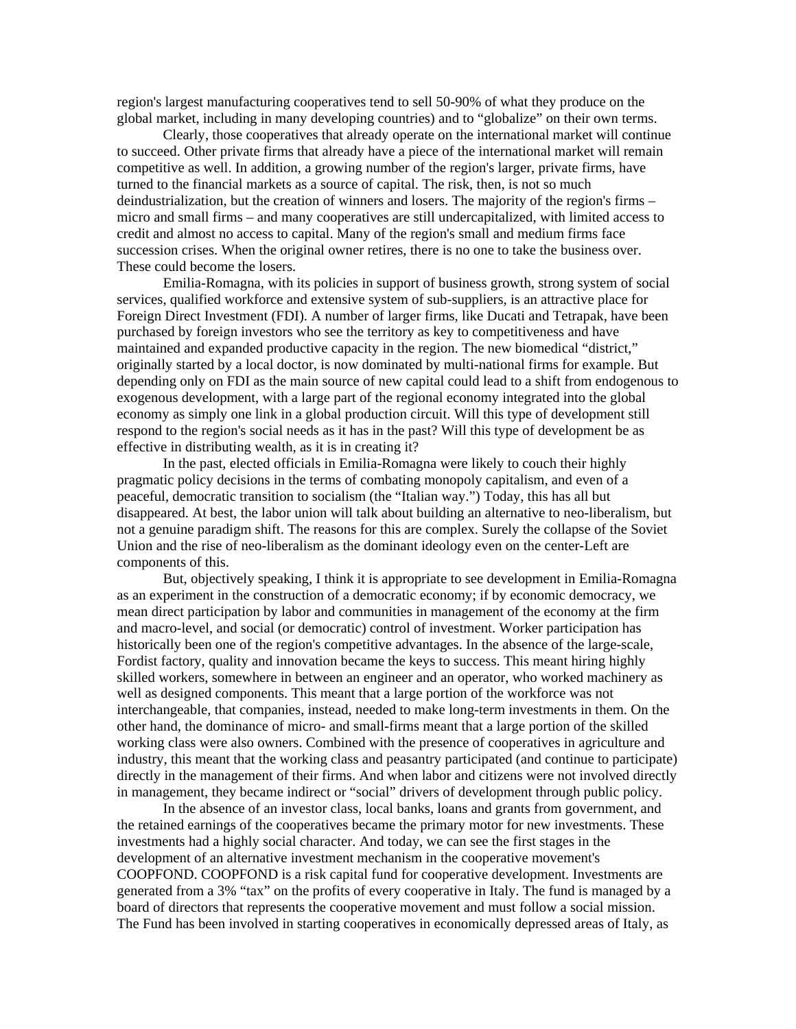region's largest manufacturing cooperatives tend to sell 50-90% of what they produce on the global market, including in many developing countries) and to "globalize" on their own terms.

Clearly, those cooperatives that already operate on the international market will continue to succeed. Other private firms that already have a piece of the international market will remain competitive as well. In addition, a growing number of the region's larger, private firms, have turned to the financial markets as a source of capital. The risk, then, is not so much deindustrialization, but the creation of winners and losers. The majority of the region's firms – micro and small firms – and many cooperatives are still undercapitalized, with limited access to credit and almost no access to capital. Many of the region's small and medium firms face succession crises. When the original owner retires, there is no one to take the business over. These could become the losers.

Emilia-Romagna, with its policies in support of business growth, strong system of social services, qualified workforce and extensive system of sub-suppliers, is an attractive place for Foreign Direct Investment (FDI). A number of larger firms, like Ducati and Tetrapak, have been purchased by foreign investors who see the territory as key to competitiveness and have maintained and expanded productive capacity in the region. The new biomedical "district," originally started by a local doctor, is now dominated by multi-national firms for example. But depending only on FDI as the main source of new capital could lead to a shift from endogenous to exogenous development, with a large part of the regional economy integrated into the global economy as simply one link in a global production circuit. Will this type of development still respond to the region's social needs as it has in the past? Will this type of development be as effective in distributing wealth, as it is in creating it?

In the past, elected officials in Emilia-Romagna were likely to couch their highly pragmatic policy decisions in the terms of combating monopoly capitalism, and even of a peaceful, democratic transition to socialism (the "Italian way.") Today, this has all but disappeared. At best, the labor union will talk about building an alternative to neo-liberalism, but not a genuine paradigm shift. The reasons for this are complex. Surely the collapse of the Soviet Union and the rise of neo-liberalism as the dominant ideology even on the center-Left are components of this.

But, objectively speaking, I think it is appropriate to see development in Emilia-Romagna as an experiment in the construction of a democratic economy; if by economic democracy, we mean direct participation by labor and communities in management of the economy at the firm and macro-level, and social (or democratic) control of investment. Worker participation has historically been one of the region's competitive advantages. In the absence of the large-scale, Fordist factory, quality and innovation became the keys to success. This meant hiring highly skilled workers, somewhere in between an engineer and an operator, who worked machinery as well as designed components. This meant that a large portion of the workforce was not interchangeable, that companies, instead, needed to make long-term investments in them. On the other hand, the dominance of micro- and small-firms meant that a large portion of the skilled working class were also owners. Combined with the presence of cooperatives in agriculture and industry, this meant that the working class and peasantry participated (and continue to participate) directly in the management of their firms. And when labor and citizens were not involved directly in management, they became indirect or "social" drivers of development through public policy.

In the absence of an investor class, local banks, loans and grants from government, and the retained earnings of the cooperatives became the primary motor for new investments. These investments had a highly social character. And today, we can see the first stages in the development of an alternative investment mechanism in the cooperative movement's COOPFOND. COOPFOND is a risk capital fund for cooperative development. Investments are generated from a 3% "tax" on the profits of every cooperative in Italy. The fund is managed by a board of directors that represents the cooperative movement and must follow a social mission. The Fund has been involved in starting cooperatives in economically depressed areas of Italy, as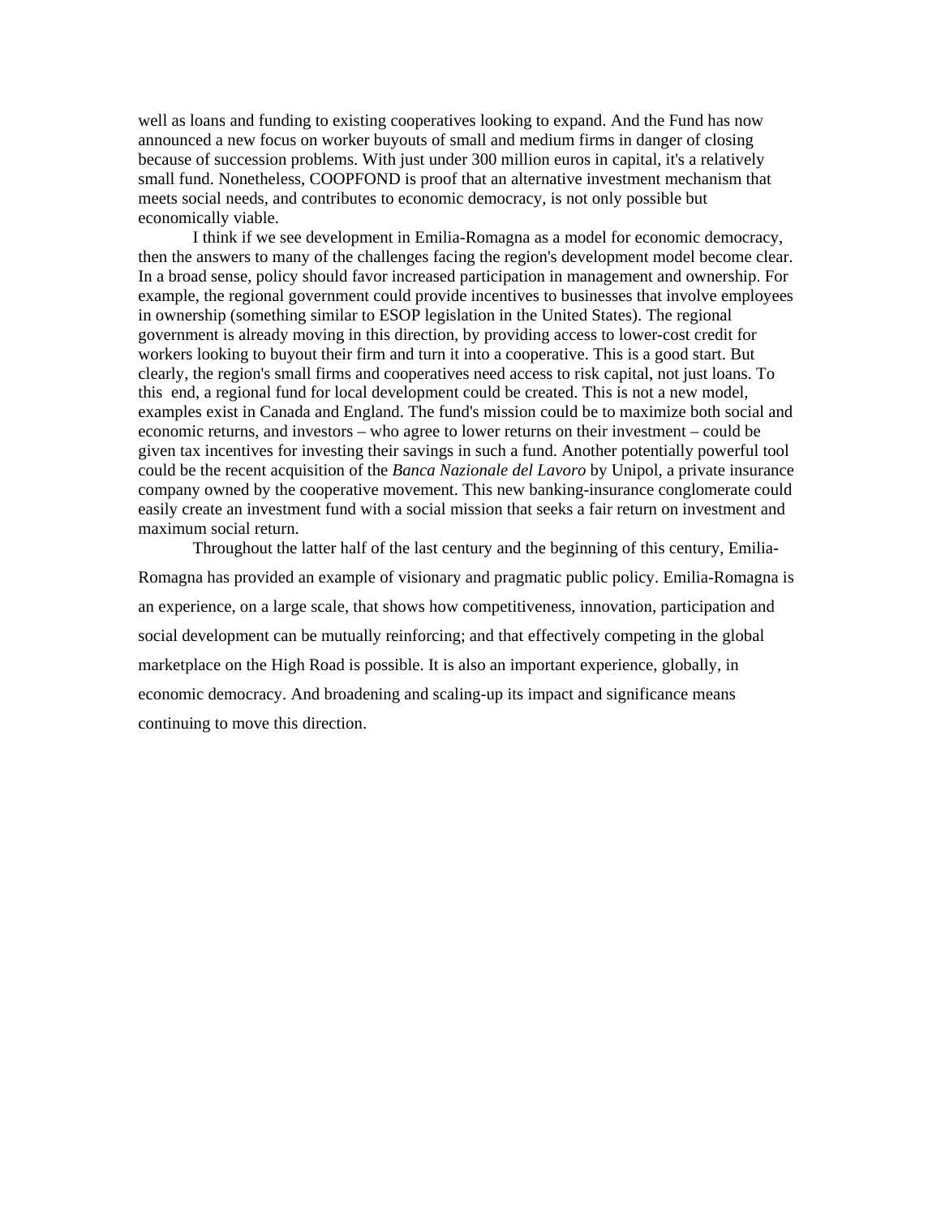well as loans and funding to existing cooperatives looking to expand. And the Fund has now announced a new focus on worker buyouts of small and medium firms in danger of closing because of succession problems. With just under 300 million euros in capital, it's a relatively small fund. Nonetheless, COOPFOND is proof that an alternative investment mechanism that meets social needs, and contributes to economic democracy, is not only possible but economically viable.

I think if we see development in Emilia-Romagna as a model for economic democracy, then the answers to many of the challenges facing the region's development model become clear. In a broad sense, policy should favor increased participation in management and ownership. For example, the regional government could provide incentives to businesses that involve employees in ownership (something similar to ESOP legislation in the United States). The regional government is already moving in this direction, by providing access to lower-cost credit for workers looking to buyout their firm and turn it into a cooperative. This is a good start. But clearly, the region's small firms and cooperatives need access to risk capital, not just loans. To this end, a regional fund for local development could be created. This is not a new model, examples exist in Canada and England. The fund's mission could be to maximize both social and economic returns, and investors – who agree to lower returns on their investment – could be given tax incentives for investing their savings in such a fund. Another potentially powerful tool could be the recent acquisition of the *Banca Nazionale del Lavoro* by Unipol, a private insurance company owned by the cooperative movement. This new banking-insurance conglomerate could easily create an investment fund with a social mission that seeks a fair return on investment and maximum social return.

Throughout the latter half of the last century and the beginning of this century, Emilia-Romagna has provided an example of visionary and pragmatic public policy. Emilia-Romagna is an experience, on a large scale, that shows how competitiveness, innovation, participation and social development can be mutually reinforcing; and that effectively competing in the global marketplace on the High Road is possible. It is also an important experience, globally, in economic democracy. And broadening and scaling-up its impact and significance means continuing to move this direction.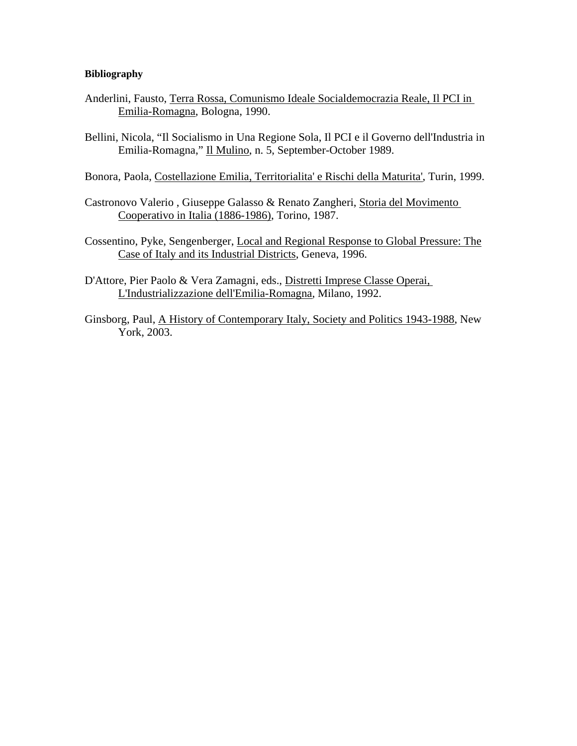**Bibliography**

Anderlini, Fausto, Terra Rossa, Comunismo Ideale Socialdemocrazia Reale, Il PCI in Emilia-Romagna, Bologna, 1990.

Bellini, Nicola, "Il Socialismo in Una Regione Sola, Il PCI e il Governo dell'Industria in Emilia-Romagna," Il Mulino, n. 5, September-October 1989.

Bonora, Paola, Costellazione Emilia, Territorialita' e Rischi della Maturita', Turin, 1999.

Castronovo Valerio , Giuseppe Galasso & Renato Zangheri, Storia del Movimento Cooperativo in Italia (1886-1986), Torino, 1987.

Cossentino, Pyke, Sengenberger, Local and Regional Response to Global Pressure: The Case of Italy and its Industrial Districts, Geneva, 1996.

D'Attore, Pier Paolo & Vera Zamagni, eds., Distretti Imprese Classe Operai, L'Industrializzazione dell'Emilia-Romagna, Milano, 1992.

Ginsborg, Paul, A History of Contemporary Italy, Society and Politics 1943-1988, New York, 2003.